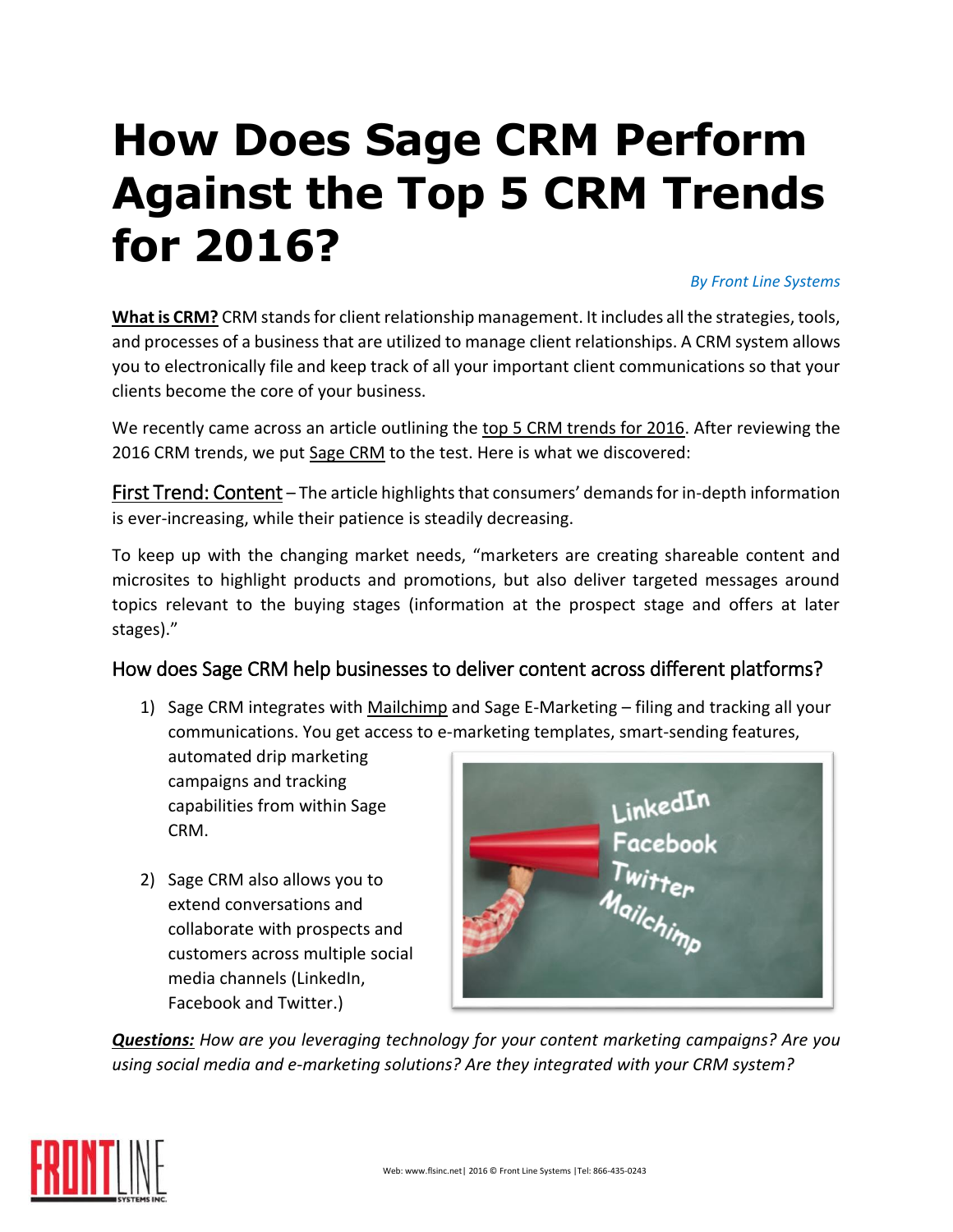# How Does Sage CRM Perform Against the Top 5 CRM Trends for 2016?

*By Front Line Systems*

**What is CRM?** CRM stands for client relationship management. It includes all the strategies, tools, and processes of a business that are utilized to manage client relationships. A CRM system allows you to electronically file and keep track of all your important client communications so that your clients become the core of your business.

We recently came across an article outlining the top 5 CRM trends for 2016. After reviewing the 2016 CRM trends, we put Sage CRM to the test. Here is what we discovered:

First Trend: Content – The article highlights that consumers' demands for in-depth information is ever-increasing, while their patience is steadily decreasing.

To keep up with the changing market needs, "marketers are creating shareable content and microsites to highlight products and promotions, but also deliver targeted messages around topics relevant to the buying stages (information at the prospect stage and offers at later stages)."

## How does Sage CRM help businesses to deliver content across different platforms?

1) Sage CRM integrates with Mailchimp and Sage E-Marketing – filing and tracking all your communications. You get access to e-marketing templates, smart-sending features, automated drip marketing campaigns and tracking capabilities from within Sage CRM.

2) Sage CRM also allows you to extend conversations and collaborate with prospects and customers across multiple social media channels (LinkedIn, Facebook and Twitter.)

***Questions:*** *How are you leveraging technology for your content marketing campaigns? Are you using social media and e-marketing solutions? Are they integrated with your CRM system?*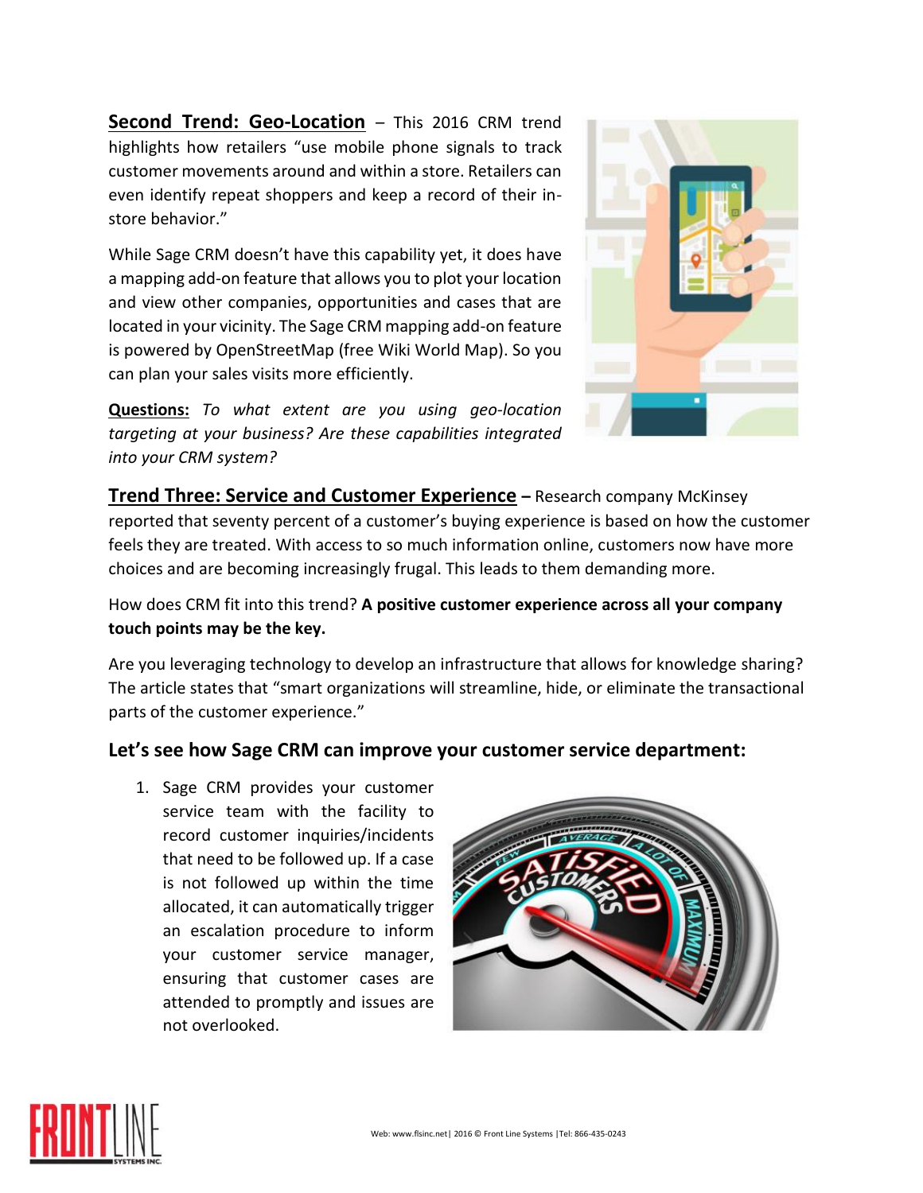**Second Trend: Geo-Location** – This 2016 CRM trend highlights how retailers "use mobile phone signals to track customer movements around and within a store. Retailers can even identify repeat shoppers and keep a record of their in-store behavior."

While Sage CRM doesn't have this capability yet, it does have a mapping add-on feature that allows you to plot your location and view other companies, opportunities and cases that are located in your vicinity. The Sage CRM mapping add-on feature is powered by OpenStreetMap (free Wiki World Map). So you can plan your sales visits more efficiently.

**Questions:** *To what extent are you using geo-location targeting at your business? Are these capabilities integrated into your CRM system?*

**Trend Three: Service and Customer Experience –** Research company McKinsey reported that seventy percent of a customer's buying experience is based on how the customer feels they are treated. With access to so much information online, customers now have more choices and are becoming increasingly frugal. This leads to them demanding more.

How does CRM fit into this trend? **A positive customer experience across all your company touch points may be the key.**

Are you leveraging technology to develop an infrastructure that allows for knowledge sharing? The article states that "smart organizations will streamline, hide, or eliminate the transactional parts of the customer experience."

### Let's see how Sage CRM can improve your customer service department:

1. Sage CRM provides your customer service team with the facility to record customer inquiries/incidents that need to be followed up. If a case is not followed up within the time allocated, it can automatically trigger an escalation procedure to inform your customer service manager, ensuring that customer cases are attended to promptly and issues are not overlooked.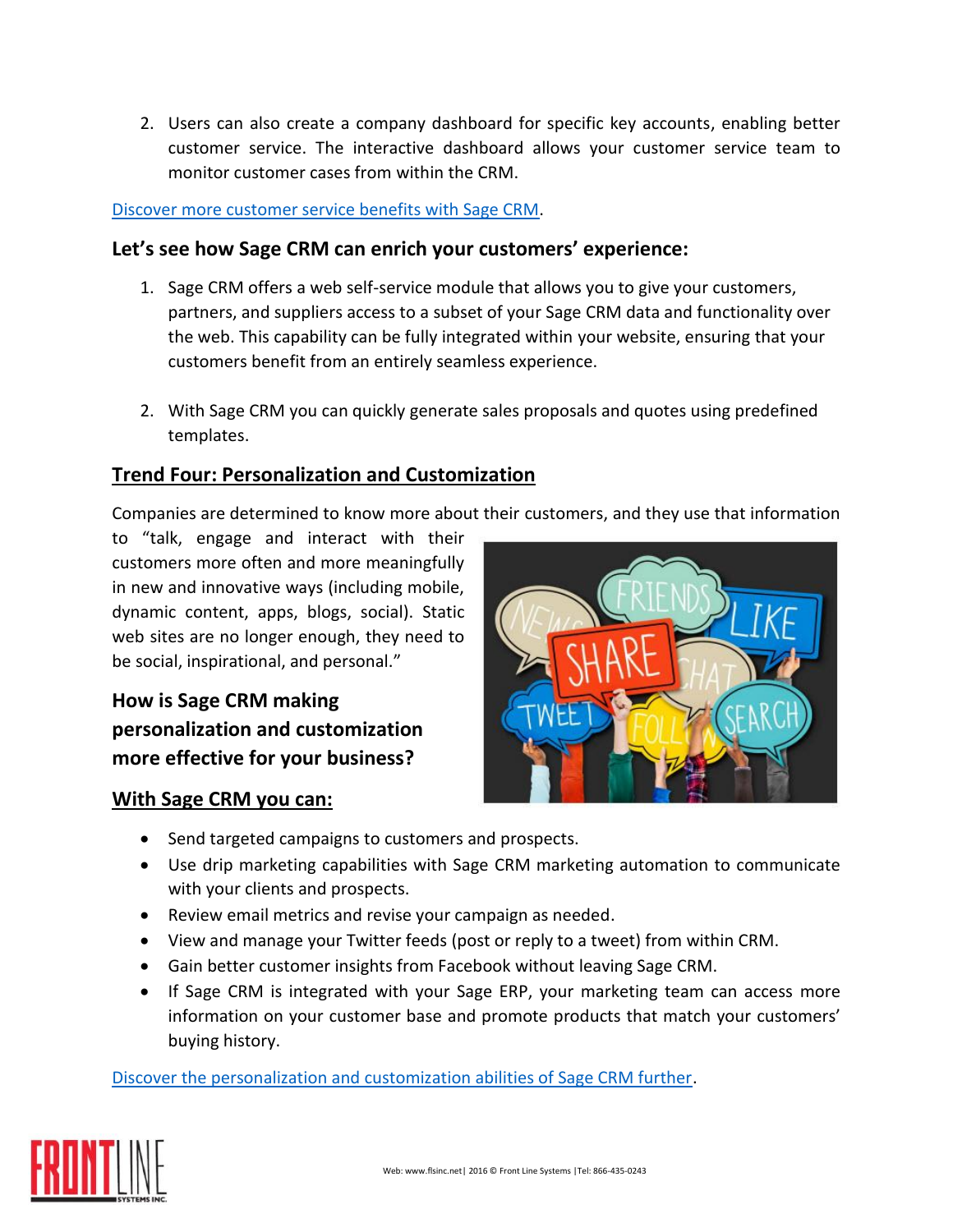2. Users can also create a company dashboard for specific key accounts, enabling better customer service. The interactive dashboard allows your customer service team to monitor customer cases from within the CRM.

[Discover more customer service benefits with Sage CRM](#).

### Let's see how Sage CRM can enrich your customers' experience:

1. Sage CRM offers a web self-service module that allows you to give your customers, partners, and suppliers access to a subset of your Sage CRM data and functionality over the web. This capability can be fully integrated within your website, ensuring that your customers benefit from an entirely seamless experience.

2. With Sage CRM you can quickly generate sales proposals and quotes using predefined templates.

## Trend Four: Personalization and Customization

Companies are determined to know more about their customers, and they use that information to "talk, engage and interact with their customers more often and more meaningfully in new and innovative ways (including mobile, dynamic content, apps, blogs, social). Static web sites are no longer enough, they need to be social, inspirational, and personal."

### How is Sage CRM making personalization and customization more effective for your business?

### With Sage CRM you can:

- Send targeted campaigns to customers and prospects.
- Use drip marketing capabilities with Sage CRM marketing automation to communicate with your clients and prospects.
- Review email metrics and revise your campaign as needed.
- View and manage your Twitter feeds (post or reply to a tweet) from within CRM.
- Gain better customer insights from Facebook without leaving Sage CRM.
- If Sage CRM is integrated with your Sage ERP, your marketing team can access more information on your customer base and promote products that match your customers' buying history.

[Discover the personalization and customization abilities of Sage CRM further](#).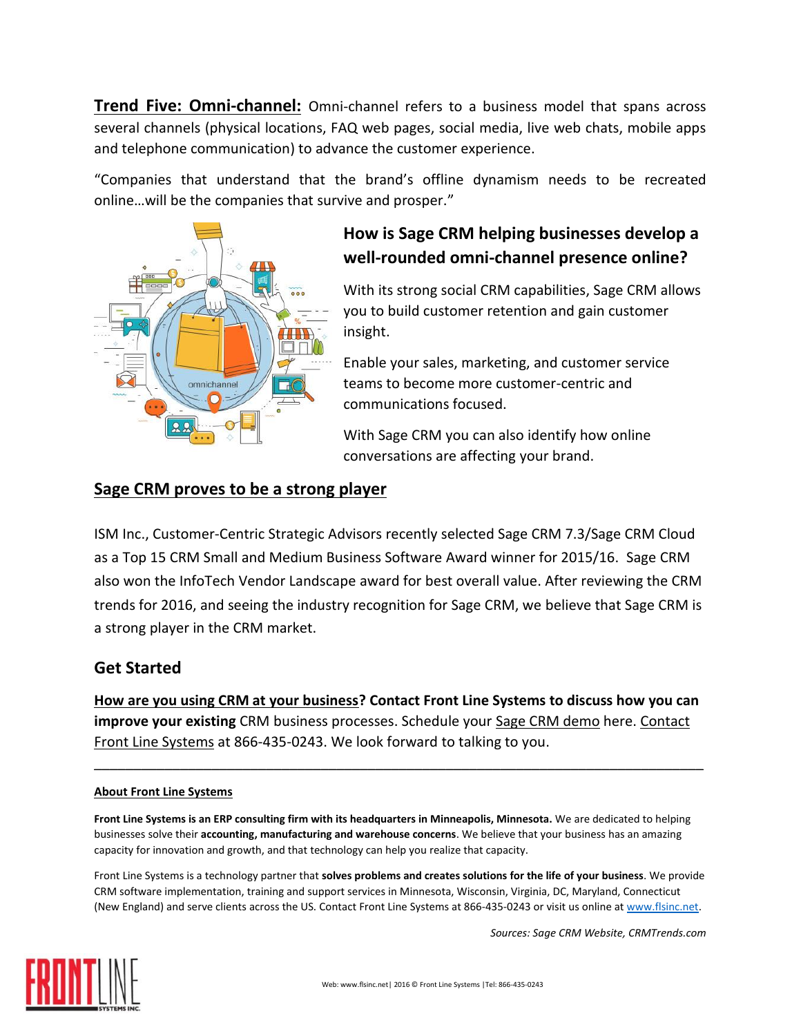**Trend Five: Omni-channel:** Omni-channel refers to a business model that spans across several channels (physical locations, FAQ web pages, social media, live web chats, mobile apps and telephone communication) to advance the customer experience.

"Companies that understand that the brand's offline dynamism needs to be recreated online…will be the companies that survive and prosper."

## How is Sage CRM helping businesses develop a well-rounded omni-channel presence online?

With its strong social CRM capabilities, Sage CRM allows you to build customer retention and gain customer insight.

Enable your sales, marketing, and customer service teams to become more customer-centric and communications focused.

With Sage CRM you can also identify how online conversations are affecting your brand.

## Sage CRM proves to be a strong player

ISM Inc., Customer-Centric Strategic Advisors recently selected Sage CRM 7.3/Sage CRM Cloud as a Top 15 CRM Small and Medium Business Software Award winner for 2015/16. Sage CRM also won the InfoTech Vendor Landscape award for best overall value. After reviewing the CRM trends for 2016, and seeing the industry recognition for Sage CRM, we believe that Sage CRM is a strong player in the CRM market.

## Get Started

**How are you using CRM at your business? Contact Front Line Systems to discuss how you can improve your existing** CRM business processes. Schedule your Sage CRM demo here. Contact Front Line Systems at 866-435-0243. We look forward to talking to you.

---

**About Front Line Systems**

**Front Line Systems is an ERP consulting firm with its headquarters in Minneapolis, Minnesota.** We are dedicated to helping businesses solve their **accounting, manufacturing and warehouse concerns**. We believe that your business has an amazing capacity for innovation and growth, and that technology can help you realize that capacity.

Front Line Systems is a technology partner that **solves problems and creates solutions for the life of your business**. We provide CRM software implementation, training and support services in Minnesota, Wisconsin, Virginia, DC, Maryland, Connecticut (New England) and serve clients across the US. Contact Front Line Systems at 866-435-0243 or visit us online at www.flsinc.net.

*Sources: Sage CRM Website, CRMTrends.com*